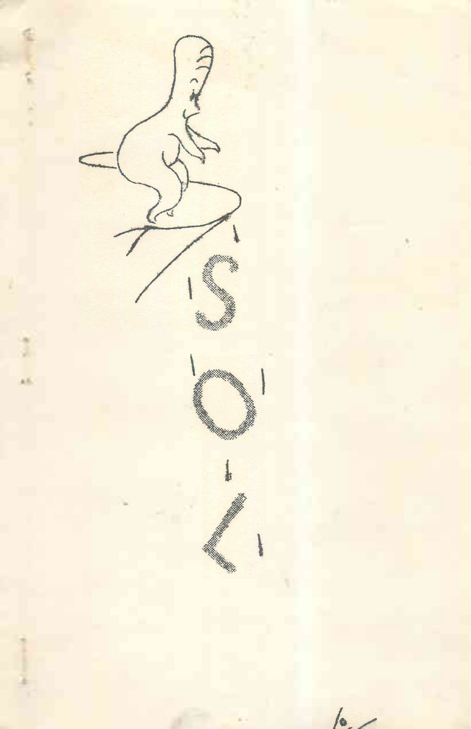# SOL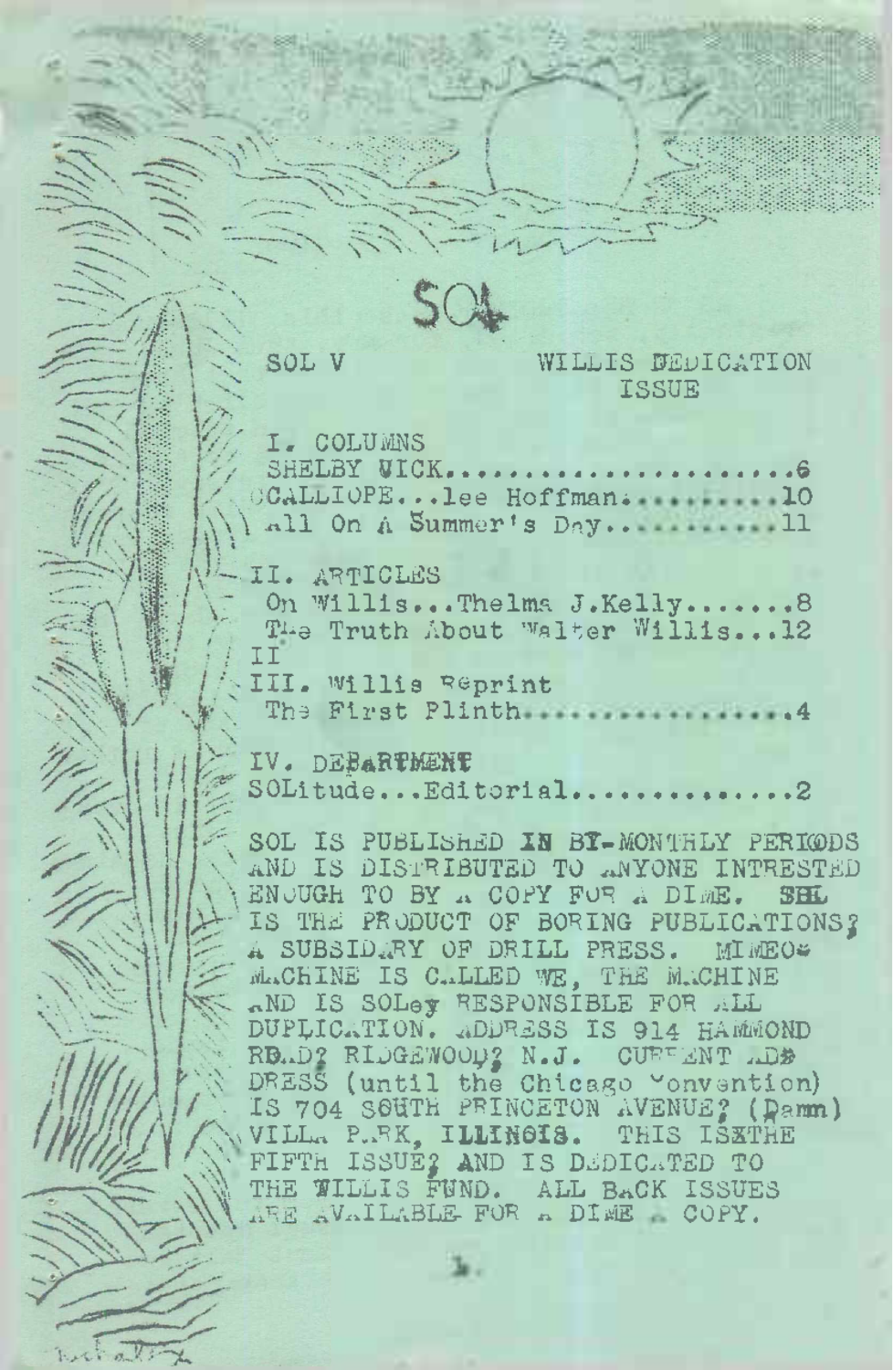# SOL

SOL V — WILLIS DEDICATION ISSUE

I. COLUMNS
- SHELBY VICK......................6
- CALLIOPE...lee Hoffman..........10
- All On A Summer's Day...........11

II. ARTICLES
- On Willis...Thelma J.Kelly.......8
- The Truth About Walter Willis...12

II

III. Willis Reprint
- The First Plinth.................4

IV. DEPARTMENT
- SOLitude...Editorial.............2

SOL IS PUBLISHED IN BY-MONTHLY PERIODS AND IS DISTRIBUTED TO ANYONE INTRESTED ENOUGH TO BY A COPY FOR A DIME. SOL IS THE PRODUCT OF BORING PUBLICATIONS; A SUBSIDARY OF DRILL PRESS. MIMEO MACHINE IS CALLED WE, THE MACHINE AND IS SOLey RESPONSIBLE FOR ALL DUPLICATION. ADDRESS IS 914 HAMMOND ROAD; RIDGEWOOD; N.J. CURRENT ADDRESS (until the Chicago Convention) IS 704 SOUTH PRINCETON AVENUE; (Damn) VILLA PARK, ILLINOIS. THIS IS THE FIFTH ISSUE; AND IS DEDICATED TO THE WILLIS FUND. ALL BACK ISSUES ARE AVAILABLE FOR A DIME A COPY.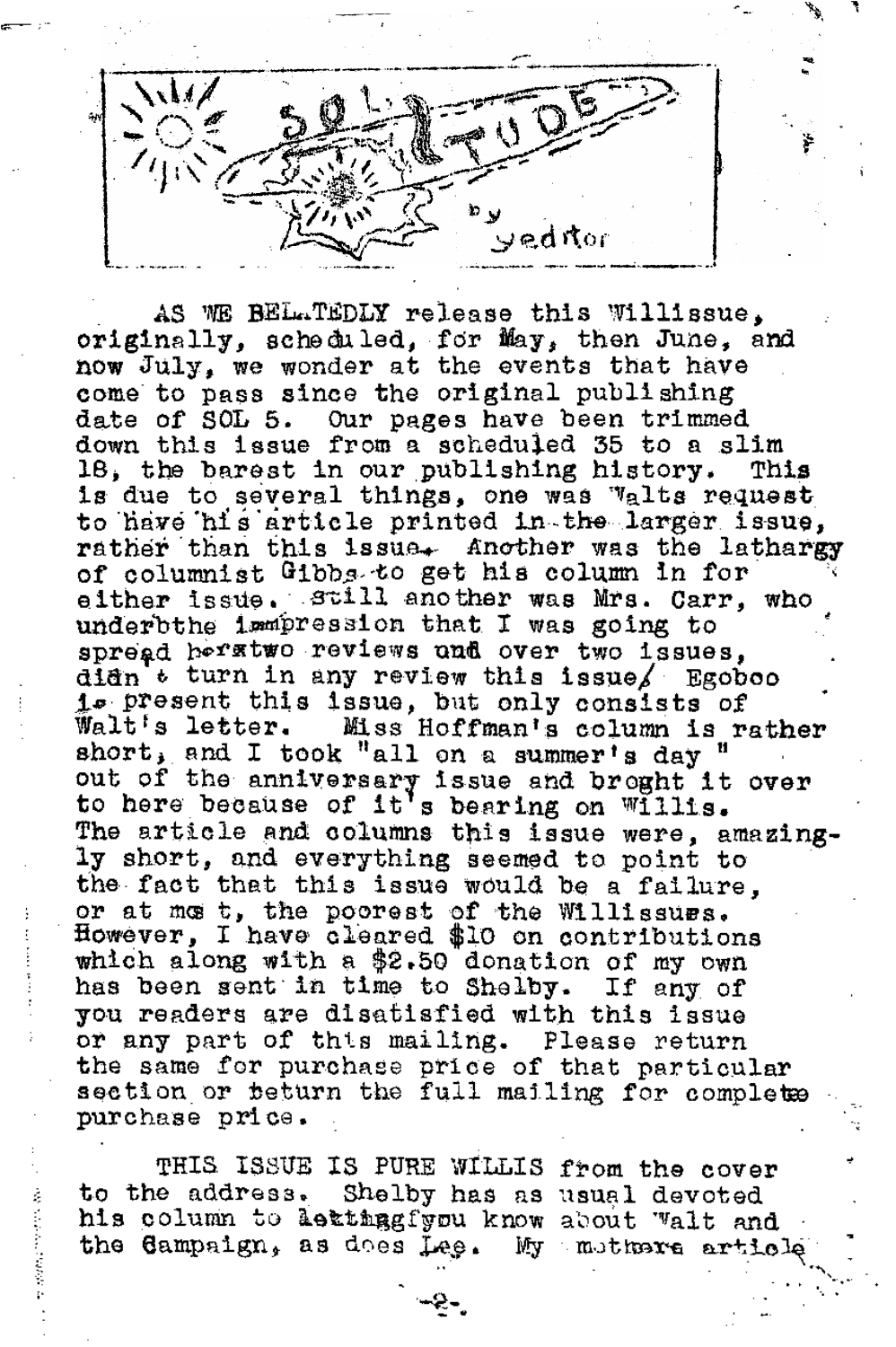# SOL-I-TUDE

by yeditor

AS WE BELATEDLY release this Willissue, originally, scheduled, for May, then June, and now July, we wonder at the events that have come to pass since the original publishing date of SOL 5. Our pages have been trimmed down this issue from a scheduled 35 to a slim 18, the barest in our publishing history. This is due to several things, one was Walts request to have his article printed in the larger issue, rather than this issue. Another was the lathargy of columnist Gibbs to get his column in for either issue. Still another was Mrs. Carr, who underbthe impression that I was going to spread herstwo reviews and over two issues, didn't turn in any review this issue/ Egoboo is present this issue, but only consists of Walt's letter. Miss Hoffman's column is rather short, and I took "all on a summer's day " out of the anniversary issue and broght it over to here because of it's bearing on Willis. The article and columns this issue were, amazingly short, and everything seemed to point to the fact that this issue would be a failure, or at most, the poorest of the Willissues. However, I have cleared $10 on contributions which along with a $2.50 donation of my own has been sent in time to Shelby. If any of you readers are disatisfied with this issue or any part of this mailing. Please return the same for purchase price of that particular section or beturn the full mailing for complete purchase price.

THIS ISSUE IS PURE WILLIS from the cover to the address. Shelby has as usual devoted his column to lettingfyou know about Walt and the Campaign, as does Lee. My mothers article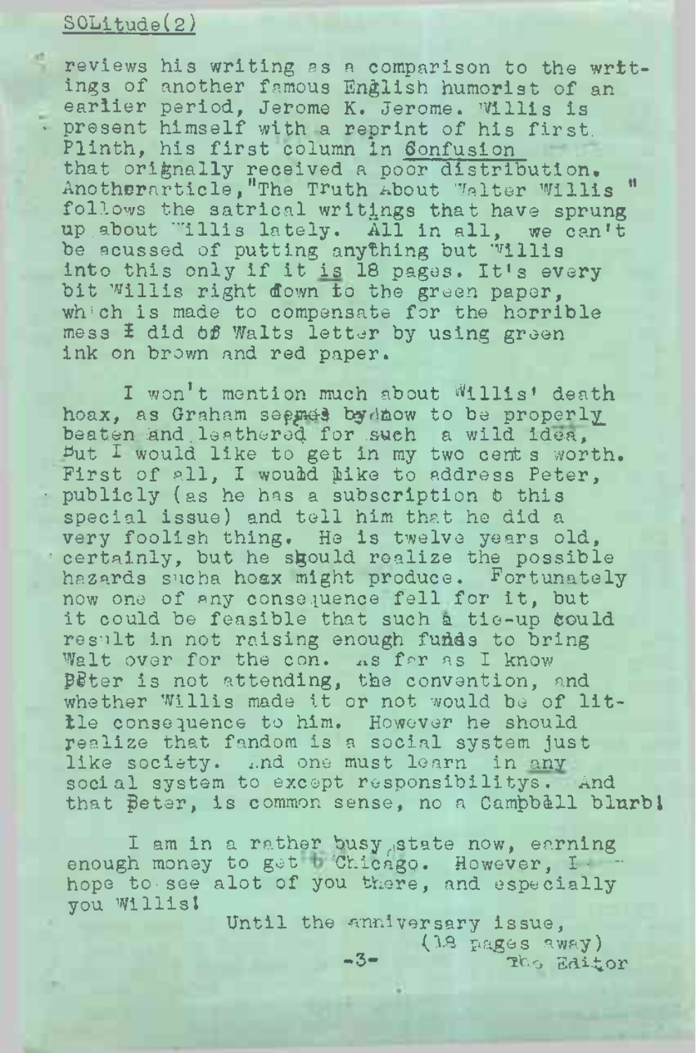reviews his writing as a comparison to the writings of another famous English humorist of an earlier period, Jerome K. Jerome. Willis is present himself with a reprint of his first Plinth, his first column in Confusion that orignally received a poor distribution. Anotherarticle,"The Truth About Walter Willis" follows the satrical writings that have sprung up about Willis lately. All in all, we can't be acussed of putting anything but Willis into this only if it is 18 pages. It's every bit Willis right down to the green paper, which is made to compensate for the horrible mess I did of Walts letter by using green ink on brown and red paper.

I won't mention much about Willis' death hoax, as Graham seems by now to be properly beaten and leathered for such a wild idea, but I would like to get in my two cents worth. First of all, I would like to address Peter, publicly (as he has a subscription to this special issue) and tell him that he did a very foolish thing. He is twelve years old, certainly, but he should realize the possible hazards sucha hoax might produce. Fortunately now one of any consequence fell for it, but it could be feasible that such a tie-up could result in not raising enough funds to bring Walt over for the con. As far as I know Peter is not attending, the convention, and whether Willis made it or not would be of little consequence to him. However he should realize that fandom is a social system just like society. And one must learn in any social system to except responsibilitys. And that Peter, is common sense, no a Campbell blurb!

I am in a rather busy state now, earning enough money to get to Chicago. However, I hope to see alot of you there, and especially you Willis!

Until the anniversary issue,
(18 pages away)
The Editor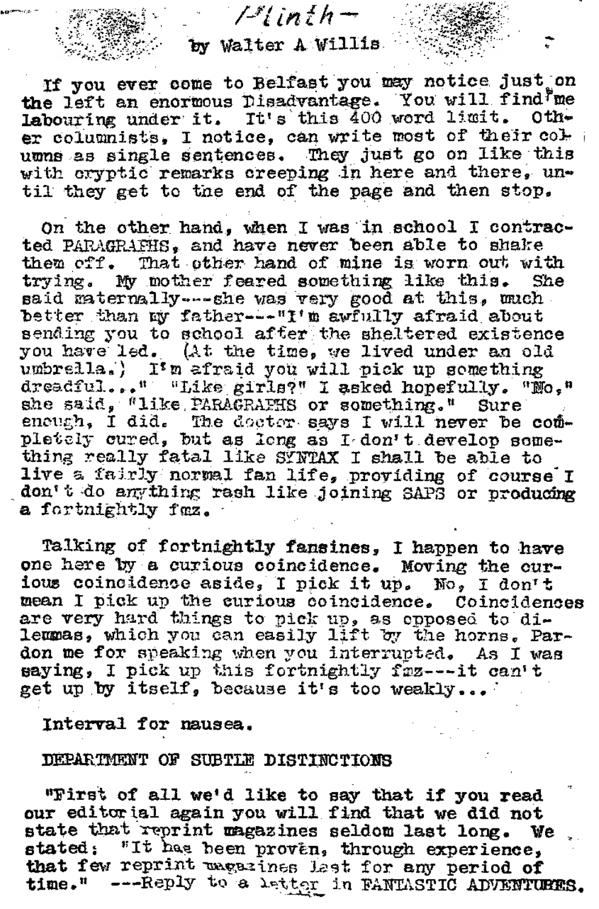# Plinth—

by Walter A Willis

If you ever come to Belfast you may notice just on the left an enormous Disadvantage. You will find me labouring under it. It's this 400 word limit. Other columnists, I notice, can write most of their columns as single sentences. They just go on like this with cryptic remarks creeping in here and there, until they get to the end of the page and then stop.

On the other hand, when I was in school I contracted PARAGRAPHS, and have never been able to shake them off. That other hand of mine is worn out with trying. My mother feared something like this. She said maternally---she was very good at this, much better than my father---"I'm awfully afraid about sending you to school after the sheltered existence you have led. (At the time, we lived under an old umbrella.) I'm afraid you will pick up something dreadful..." "Like girls?" I asked hopefully. "No," she said, "like PARAGRAPHS or something." Sure enough, I did. The doctor says I will never be completely cured, but as long as I don't develop something really fatal like SYNTAX I shall be able to live a fairly normal fan life, providing of course I don't do anything rash like joining SAPS or producing a fortnightly fmz.

Talking of fortnightly fanzines, I happen to have one here by a curious coincidence. Moving the curious coincidence aside, I pick it up. No, I don't mean I pick up the curious coincidence. Coincidences are very hard things to pick up, as opposed to dilemmas, which you can easily lift by the horns. Pardon me for speaking when you interrupted. As I was saying, I pick up this fortnightly fmz---it can't get up by itself, because it's too weakly...

Interval for nausea.

DEPARTMENT OF SUBTLE DISTINCTIONS

"First of all we'd like to say that if you read our editorial again you will find that we did not state that reprint magazines seldom last long. We stated: "It has been proven, through experience, that few reprint magazines last for any period of time." ---Reply to a letter in FANTASTIC ADVENTURES.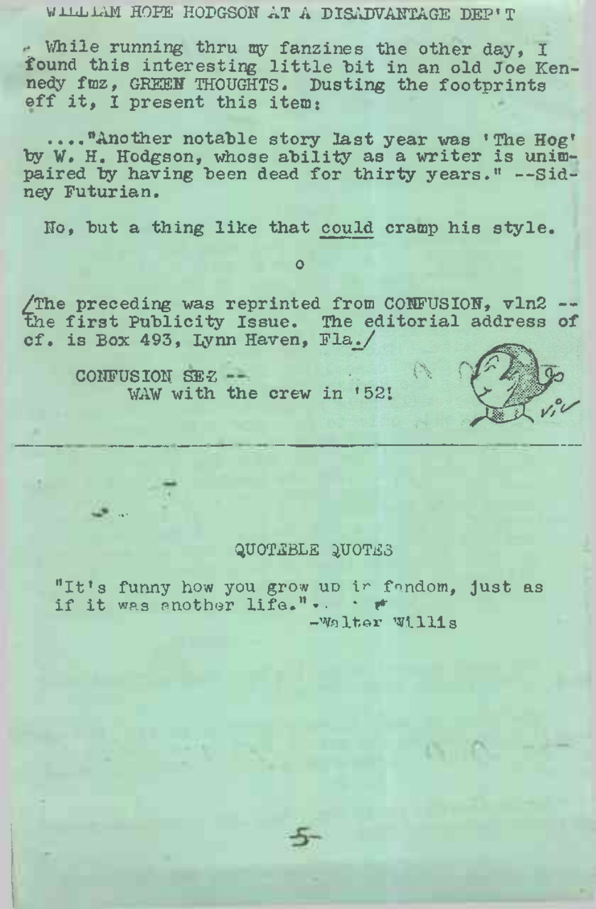## WILLIAM HOPE HODGSON AT A DISADVANTAGE DEP'T

While running thru my fanzines the other day, I found this interesting little bit in an old Joe Kennedy fmz, GREEN THOUGHTS. Dusting the footprints off it, I present this item:

...."Another notable story last year was 'The Hog' by W. H. Hodgson, whose ability as a writer is unimpaired by having been dead for thirty years." --Sidney Futurian.

No, but a thing like that could cramp his style.

o

/The preceding was reprinted from CONFUSION, v1n2 -- the first Publicity Issue. The editorial address of cf. is Box 493, Lynn Haven, Fla./

CONFUSION SEZ --
WAW with the crew in '52!

---

## QUOTEBLE QUOTES

"It's funny how you grow up in fandom, just as if it was another life."

-Walter Willis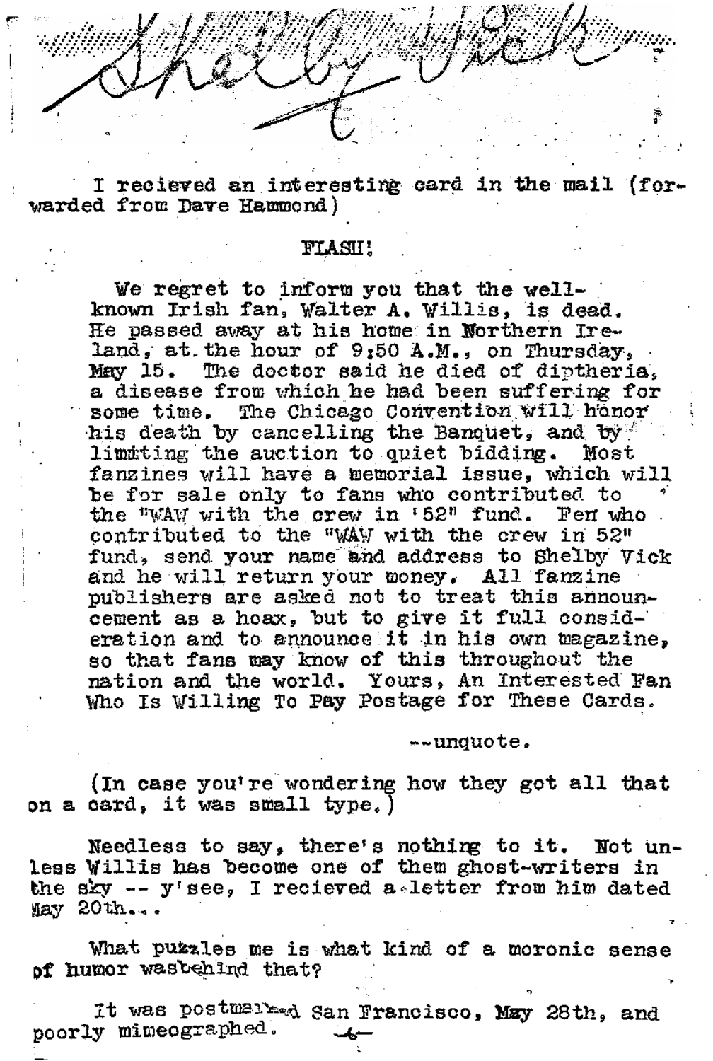# Shelby Vick

I recieved an interesting card in the mail (forwarded from Dave Hammond)

FLASH!

> We regret to inform you that the well-known Irish fan, Walter A. Willis, is dead. He passed away at his home in Northern Ireland, at the hour of 9:50 A.M., on Thursday, May 15. The doctor said he died of diptheria, a disease from which he had been suffering for some time. The Chicago Convention will honor his death by cancelling the Banquet, and by limiting the auction to quiet bidding. Most fanzines will have a memorial issue, which will be for sale only to fans who contributed to the "WAW with the crew in '52" fund. Fen who contributed to the "WAW with the crew in 52" fund, send your name and address to Shelby Vick and he will return your money. All fanzine publishers are asked not to treat this announcement as a hoax, but to give it full consideration and to announce it in his own magazine, so that fans may know of this throughout the nation and the world. Yours, An Interested Fan Who Is Willing To Pay Postage for These Cards.

--unquote.

(In case you're wondering how they got all that on a card, it was small type.)

Needless to say, there's nothing to it. Not unless Willis has become one of them ghost-writers in the sky -- y'see, I recieved a letter from him dated May 20th...

What puzzles me is what kind of a moronic sense of humor wasbehind that?

It was postmarked San Francisco, May 28th, and poorly mimeographed.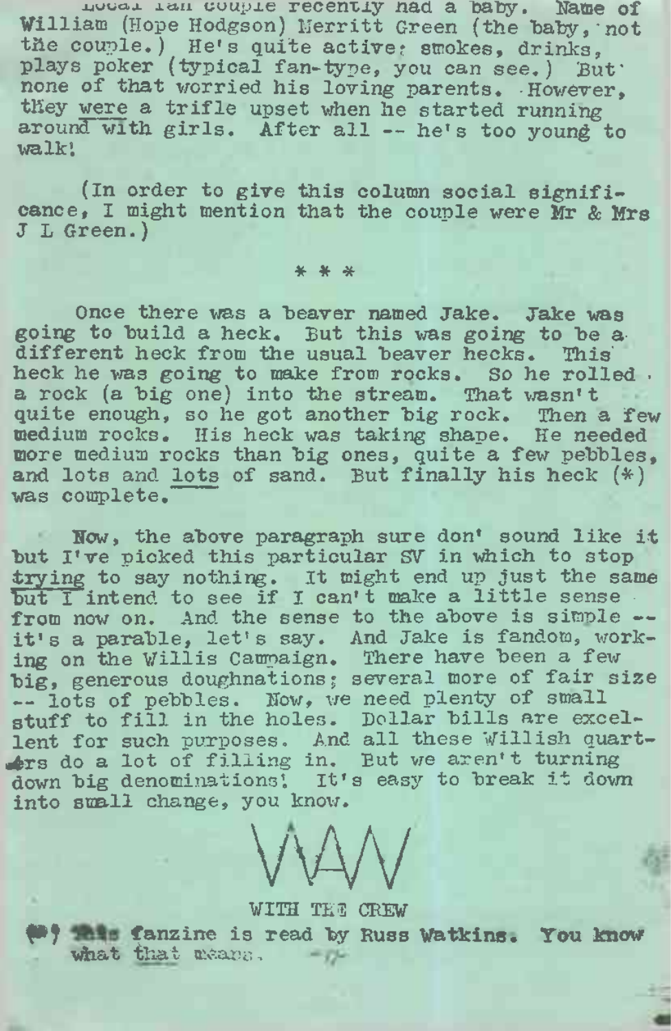Local fan couple recently had a baby. Name of William (Hope Hodgson) Merritt Green (the baby, not the couple.) He's quite active; smokes, drinks, plays poker (typical fan-type, you can see.) But none of that worried his loving parents. However, they were a trifle upset when he started running around with girls. After all -- he's too young to walk!

(In order to give this column social significance, I might mention that the couple were Mr & Mrs J L Green.)

\* \* \*

Once there was a beaver named Jake. Jake was going to build a heck. But this was going to be a different heck from the usual beaver hecks. This heck he was going to make from rocks. So he rolled a rock (a big one) into the stream. That wasn't quite enough, so he got another big rock. Then a few medium rocks. His heck was taking shape. He needed more medium rocks than big ones, quite a few pebbles, and lots and lots of sand. But finally his heck (*) was complete.

Now, the above paragraph sure don' sound like it but I've picked this particular SV in which to stop trying to say nothing. It might end up just the same but I intend to see if I can't make a little sense from now on. And the sense to the above is simple -- it's a parable, let's say. And Jake is fandom, working on the Willis Campaign. There have been a few big, generous doughnations; several more of fair size -- lots of pebbles. Now, we need plenty of small stuff to fill in the holes. Dollar bills are excellent for such purposes. And all these Willish quarters do a lot of filling in. But we aren't turning down big denominations! It's easy to break it down into small change, you know.

WAW

WITH THE CREW

(*) This fanzine is read by Russ Watkins. You know what that means.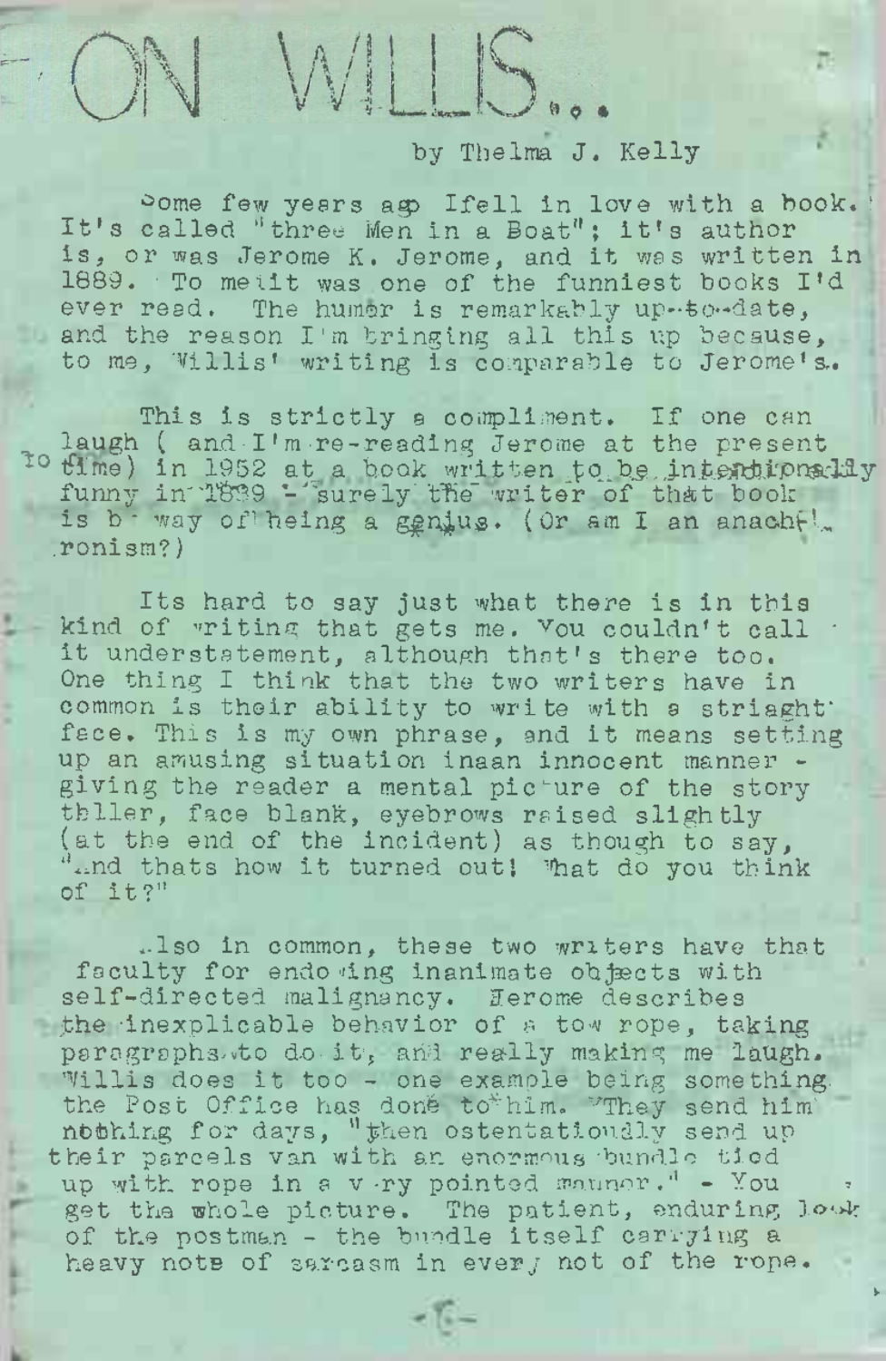# ON WILLIS...

by Thelma J. Kelly

Some few years ago I fell in love with a book. It's called "three Men in a Boat"; it's author is, or was Jerome K. Jerome, and it was written in 1889. To me it was one of the funniest books I'd ever read. The humor is remarkably up-to-date, and the reason I'm bringing all this up because, to me, Willis' writing is comparable to Jerome's.

This is strictly a compliment. If one can laugh ( and I'm re-reading Jerome at the present time) in 1952 at a book written to be intentionally funny in 1889 - surely the writer of that book is by way of being a genius. (Or am I an anachronism?)

Its hard to say just what there is in this kind of writing that gets me. You couldn't call it understatement, although that's there too. One thing I think that the two writers have in common is their ability to write with a striaght face. This is my own phrase, and it means setting up an amusing situation inaan innocent manner - giving the reader a mental picture of the story teller, face blank, eyebrows raised slightly (at the end of the incident) as though to say, "And thats how it turned out! What do you think of it?"

Also in common, these two writers have that faculty for endowing inanimate objects with self-directed malignancy. Jerome describes the inexplicable behavior of a tow rope, taking paragraphs to do it, and really making me laugh. Willis does it too - one example being something the Post Office has done to him. "They send him nothing for days, "then ostentatiously send up their parcels van with an enormous bundle tied up with rope in a very pointed manner." - You get the whole picture. The patient, enduring look of the postman - the bundle itself carrying a heavy note of sarcasm in every not of the rope.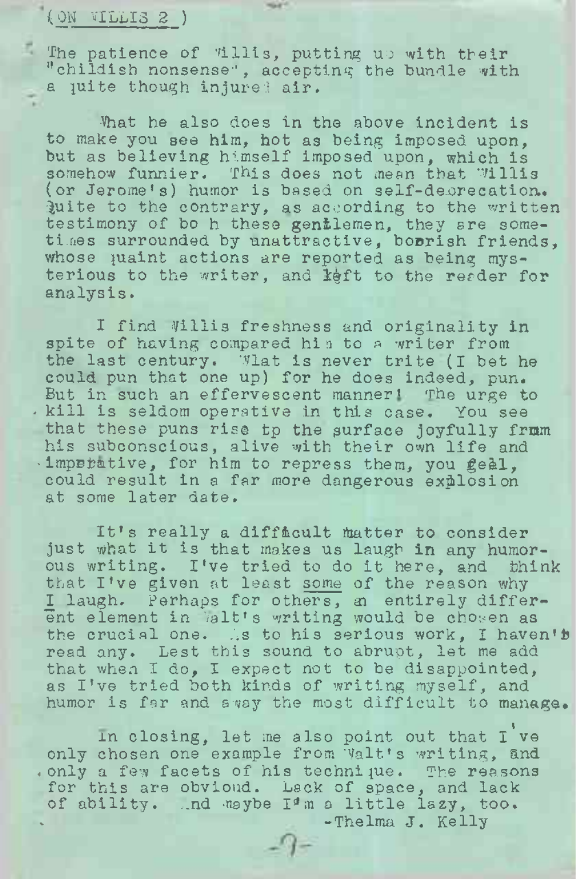(ON WILLIS 2 )

The patience of Willis, putting up with their "childish nonsense", accepting the bundle with a quite though injured air.

What he also does in the above incident is to make you see him, not as being imposed upon, but as believing himself imposed upon, which is somehow funnier. This does not mean that Willis (or Jerome's) humor is based on self-deprecation. Quite to the contrary, as according to the written testimony of both these gentlemen, they are sometimes surrounded by unattractive, boorish friends, whose quaint actions are reported as being mysterious to the writer, and left to the reader for analysis.

I find Willis freshness and originality in spite of having compared him to a writer from the last century. Walt is never trite (I bet he could pun that one up) for he does indeed, pun. But in such an effervescent manner! The urge to kill is seldom operative in this case. You see that these puns rise tp the surface joyfully from his subconscious, alive with their own life and imperative, for him to repress them, you feel, could result in a far more dangerous explosion at some later date.

It's really a difficult matter to consider just what it is that makes us laugh in any humorous writing. I've tried to do it here, and think that I've given at least some of the reason why I laugh. Perhaps for others, an entirely different element in Walt's writing would be chosen as the crucial one. As to his serious work, I haven't read any. Lest this sound to abrupt, let me add that when I do, I expect not to be disappointed, as I've tried both kinds of writing myself, and humor is far and away the most difficult to manage.

In closing, let me also point out that I've only chosen one example from Walt's writing, and only a few facets of his technique. The reasons for this are obvioud. Lack of space, and lack of ability. And maybe I'm a little lazy, too.

-Thelma J. Kelly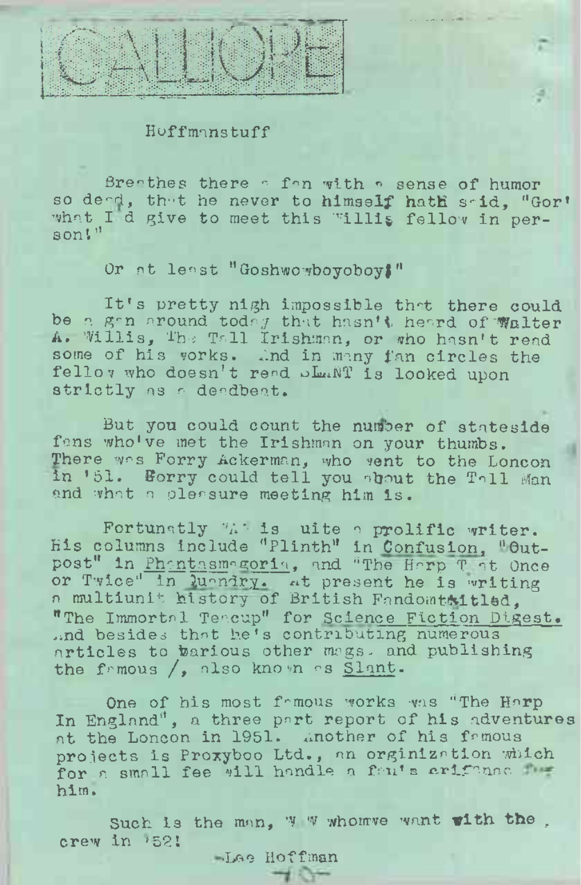# CALLIOPE

## Hoffmanstuff

Breathes there a fan with a sense of humor so dead, that he never to himself hath said, "Gor' what I'd give to meet this Willis fellow in person!"

Or at least "Goshwowboyoboy!"

It's pretty nigh impossible that there could be a fan around today that hasn't heard of Walter A. Willis, The Tall Irishman, or who hasn't read some of his works. And in many fan circles the fellow who doesn't read SLANT is looked upon strictly as a deadbeat.

But you could count the number of stateside fans who've met the Irishman on your thumbs. There was Forry Ackerman, who went to the Loncon in '51. Forry could tell you about the Tall Man and what a pleasure meeting him is.

Fortunatly "A" is quite a prolific writer. His columns include "Plinth" in Confusion, "Outpost" in Phantasmagoria, and "The Harp That Once or Twice" in Quandry. At present he is writing a multiunit history of British Fandom titled, "The Immortal Teacup" for Science Fiction Digest. And besides that he's contributing numerous articles to various other mags. and publishing the famous /, also known as Slant.

One of his most famous works was "The Harp In England", a three part report of his adventures at the Loncon in 1951. Another of his famous projects is Proxyboo Ltd., an orginization which for a small fee will handle a fan's crifanac for him.

Such is the man, W W whomwe want with the crew in '52!

—Lee Hoffman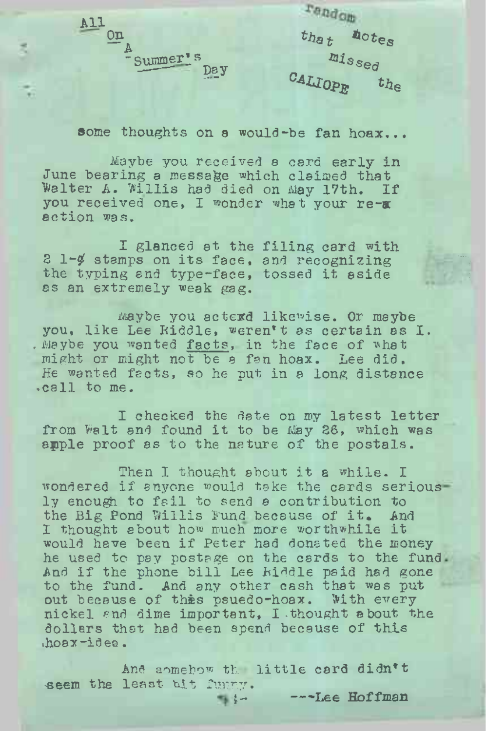All On A Summer's Day

random notes that missed the CALIOPE

some thoughts on a would-be fan hoax...

Maybe you received a card early in June bearing a message which claimed that Walter A. Willis had died on May 17th. If you received one, I wonder what your re-action was.

I glanced at the filing card with 2 1-¢ stamps on its face, and recognizing the typing and type-face, tossed it aside as an extremely weak gag.

Maybe you acted likewise. Or maybe you, like Lee Riddle, weren't as certain as I. Maybe you wanted facts, in the face of what might or might not be a fan hoax. Lee did. He wanted facts, so he put in a long distance call to me.

I checked the date on my latest letter from Walt and found it to be May 26, which was apple proof as to the nature of the postals.

Then I thought about it a while. I wondered if anyone would take the cards seriously enough to fail to send a contribution to the Big Pond Willis Fund because of it. And I thought about how much more worthwhile it would have been if Peter had donated the money he used to pay postage on the cards to the fund. And if the phone bill Lee Riddle paid had gone to the fund. And any other cash that was put out because of this psuedo-hoax. With every nickel and dime important, I thought about the dollars that had been spend because of this hoax-idea.

And somehow the little card didn't seem the least bit funny.

---Lee Hoffman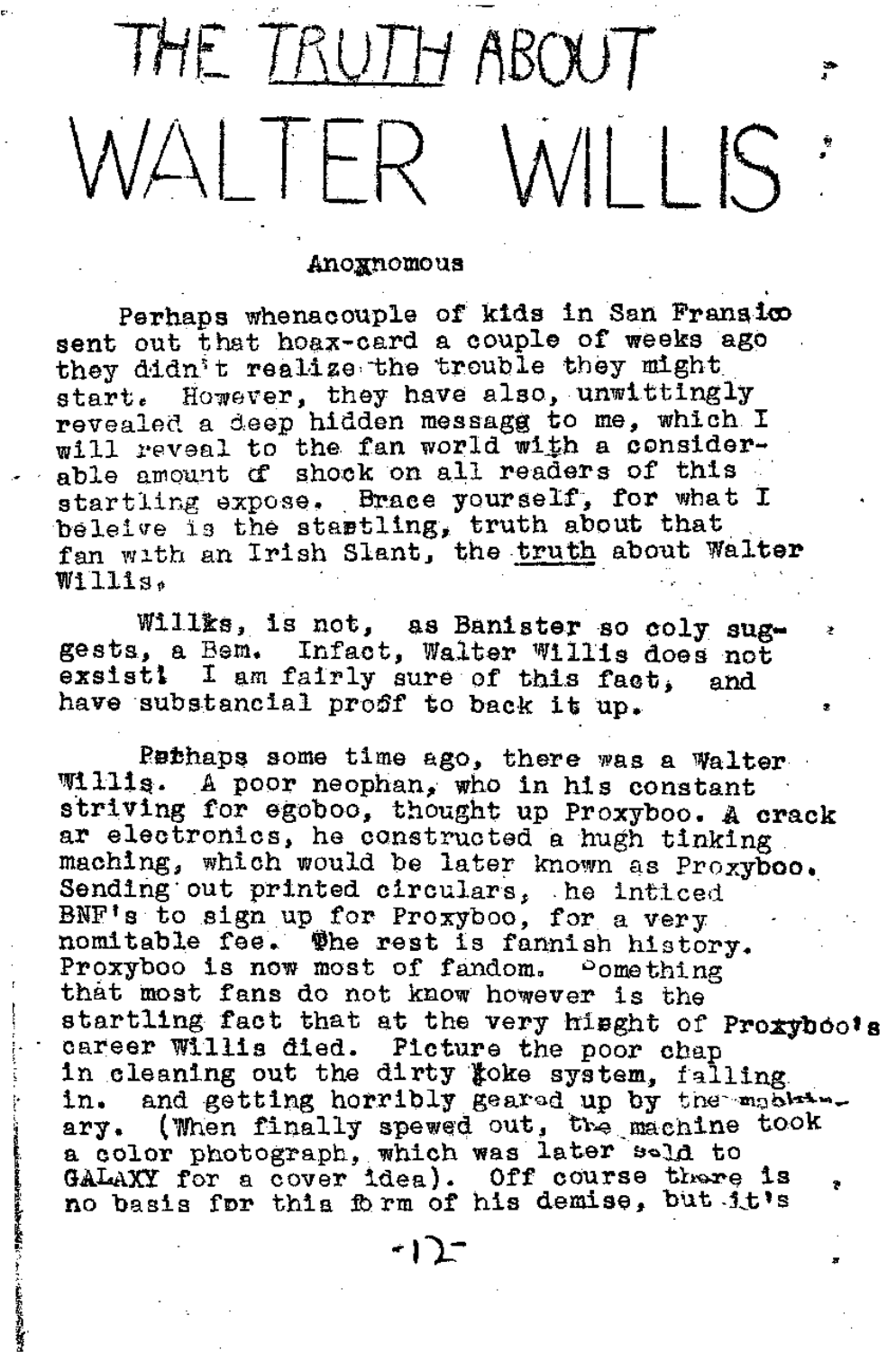# THE TRUTH ABOUT WALTER WILLIS

Anoxnomous

Perhaps whenacouple of kids in San Fransico sent out that hoax-card a couple of weeks ago they didn't realize the trouble they might start. However, they have also, unwittingly revealed a deep hidden messagg to me, which I will reveal to the fan world with a considerable amount of shock on all readers of this startling expose. Brace yourself, for what I beleive is the stastling, truth about that fan with an Irish Slant, the truth about Walter Willis.

Willks, is not, as Banister so coly suggests, a Bem. Infact, Walter Willis does not exsist! I am fairly sure of this fact, and have substancial prosf to back it up.

Pethaps some time ago, there was a Walter Willis. A poor neophan, who in his constant striving for egoboo, thought up Proxyboo. A crack ar electronics, he constructed a hugh tinking maching, which would be later known as Proxyboo. Sending out printed circulars, he inticed BNF's to sign up for Proxyboo, for a very nomitable fee. The rest is fannish history. Proxyboo is now most of fandom. Something that most fans do not know however is the startling fact that at the very hisght of Proxyboo's career Willis died. Picture the poor chap in cleaning out the dirty Koke system, falling in. and getting horribly geared up by the machinary. (When finally spewed out, the machine took a color photograph, which was later sold to GALAXY for a cover idea). Off course there is no basis for this form of his demise, but it's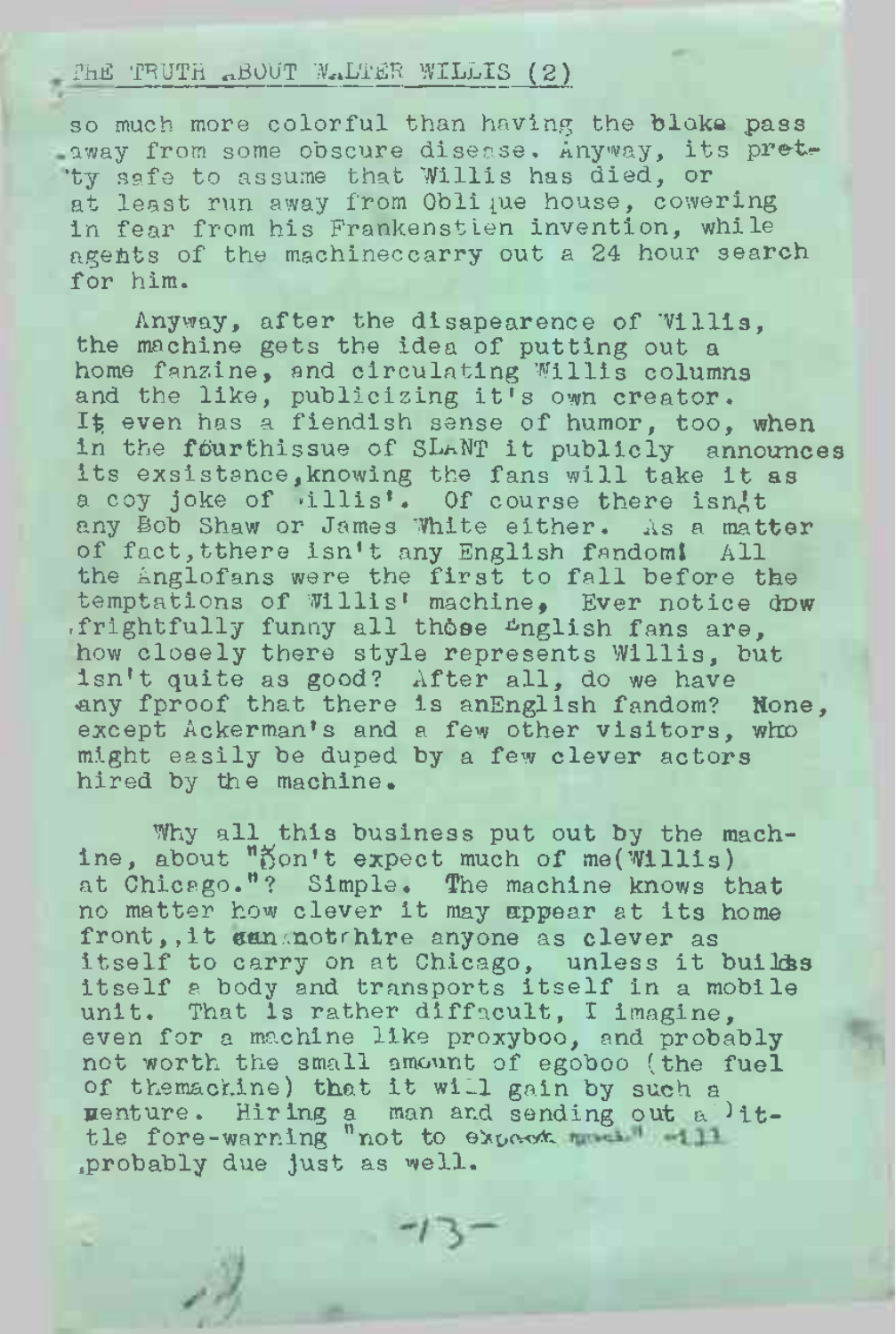THE TRUTH ABOUT WALTER WILLIS (2)

so much more colorful than having the bloke pass away from some obscure disease. Anyway, its pretty safe to assume that Willis has died, or at least run away from Oblique house, cowering in fear from his Frankenstien invention, while agents of the machineccarry out a 24 hour search for him.

Anyway, after the disapearence of Willis, the machine gets the idea of putting out a home fanzine, and circulating Willis columns and the like, publicizing it's own creator. It even has a fiendish sense of humor, too, when in the fourthissue of SLANT it publicly announces its exsistance,knowing the fans will take it as a coy joke of Willis'. Of course there isn't any Bob Shaw or James White either. As a matter of fact,tthere isn't any English fandom! All the Anglofans were the first to fall before the temptations of Willis' machine, Ever notice dow frightfully funny all those English fans are, how closely there style represents Willis, but isn't quite as good? After all, do we have any fproof that there is anEnglish fandom? None, except Ackerman's and a few other visitors, who might easily be duped by a few clever actors hired by the machine.

Why all this business put out by the machine, about "Don't expect much of me(Willis) at Chicago."? Simple. The machine knows that no matter how clever it may appear at its home front,,it cannotrhire anyone as clever as itself to carry on at Chicago, unless it builds itself a body and transports itself in a mobile unit. That is rather diffacult, I imagine, even for a machine like proxyboo, and probably not worth the small amount of egoboo (the fuel of themachine) that it will gain by such a venture. Hiring a man and sending out a little fore-warning "not to expect much" will probably due just as well.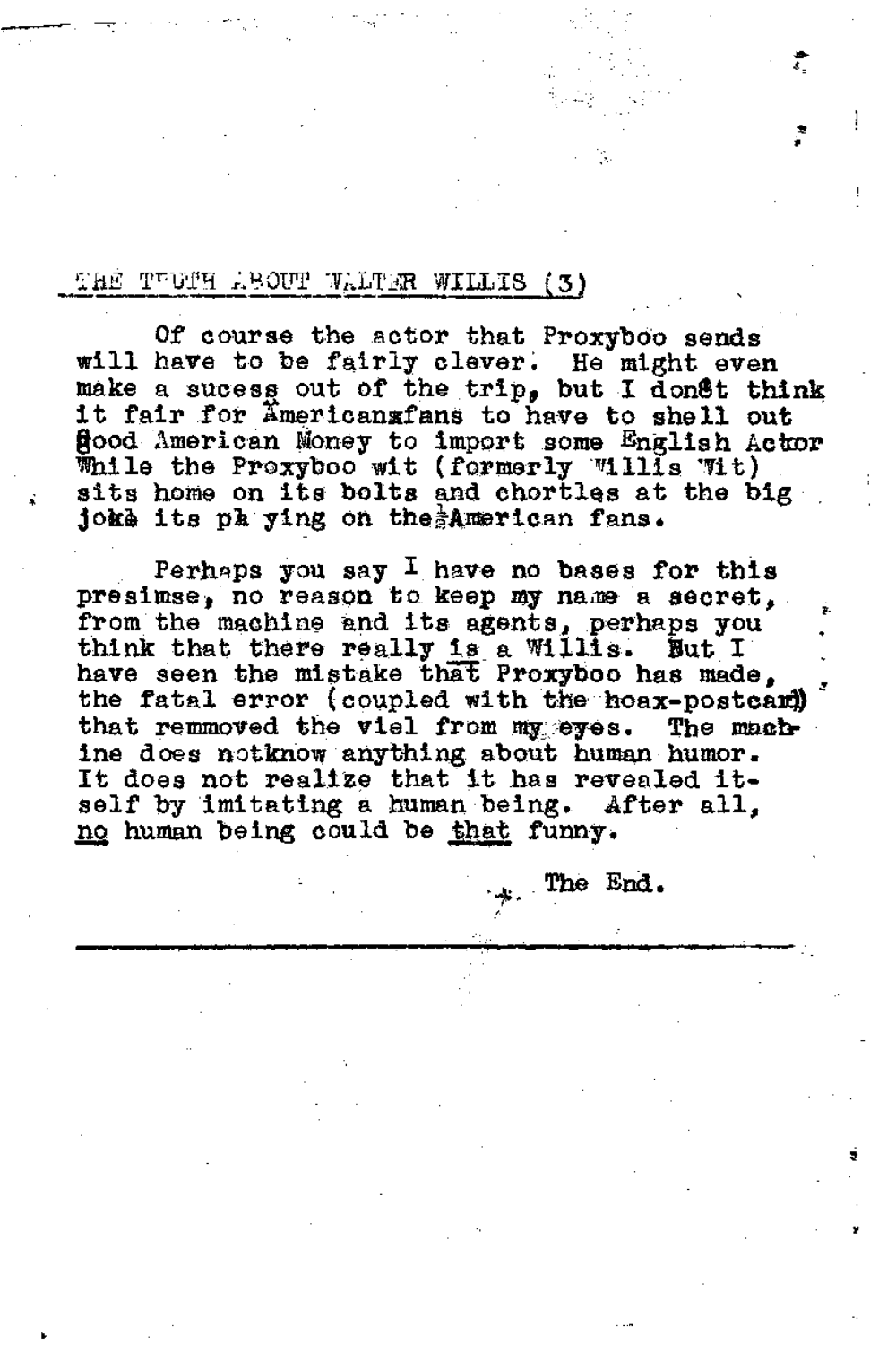THE TRUTH ABOUT WALTER WILLIS (3)

Of course the actor that Proxyboo sends will have to be fairly clever. He might even make a sucess out of the trip, but I don't think it fair for Americanxfans to have to shell out good American Money to import some English Actor While the Proxyboo wit (formerly Willis Wit) sits home on its bolts and chortles at the big joke its playing on the American fans.

Perhaps you say I have no bases for this presimse, no reason to keep my name a secret, from the machine and its agents, perhaps you think that there really is a Willis. But I have seen the mistake that Proxyboo has made, the fatal error (coupled with the hoax-postcard) that remmoved the viel from my eyes. The machine does notknow anything about human humor. It does not realize that it has revealed itself by imitating a human being. After all, no human being could be that funny.

The End.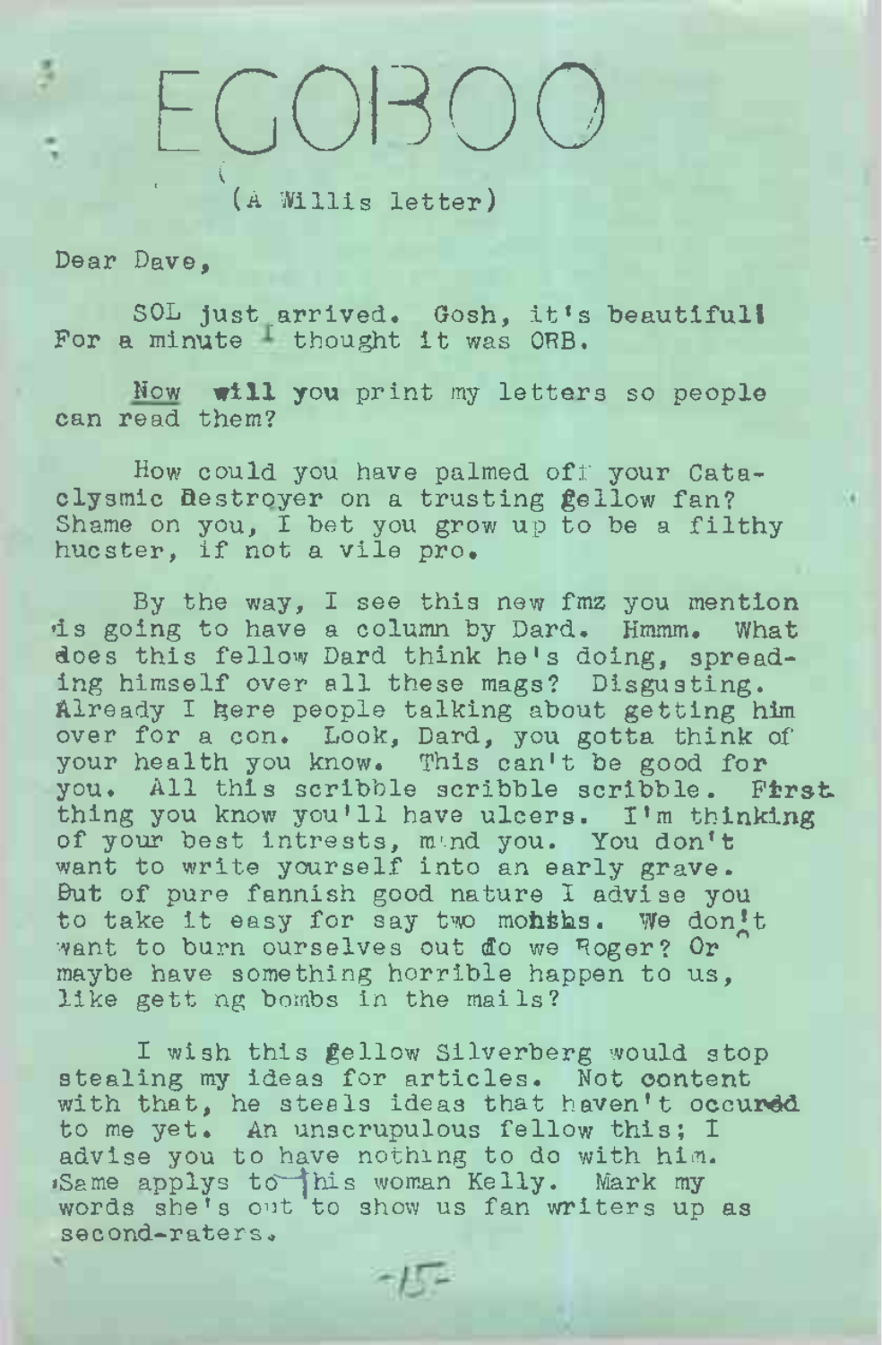# EGOBOO

(A Willis letter)

Dear Dave,

SOL just arrived. Gosh, it's beautiful! For a minute I thought it was ORB.

Now **will** you print my letters so people can read them?

How could you have palmed off your Cataclysmic Destroyer on a trusting fellow fan? Shame on you, I bet you grow up to be a filthy hucster, if not a vile pro.

By the way, I see this new fmz you mention is going to have a column by Dard. Hmmm. What does this fellow Dard think he's doing, spreading himself over all these mags? Disgusting. Already I here people talking about getting him over for a con. Look, Dard, you gotta think of your health you know. This can't be good for you. All this scribble scribble scribble. First thing you know you'll have ulcers. I'm thinking of your best intrests, mind you. You don't want to write yourself into an early grave. Out of pure fannish good nature I advise you to take it easy for say two months. We don't want to burn ourselves out do we Roger? Or maybe have something horrible happen to us, like getting bombs in the mails?

I wish this fellow Silverberg would stop stealing my ideas for articles. Not content with that, he steals ideas that haven't occured to me yet. An unscrupulous fellow this; I advise you to have nothing to do with him. Same applys to this woman Kelly. Mark my words she's out to show us fan writers up as second-raters.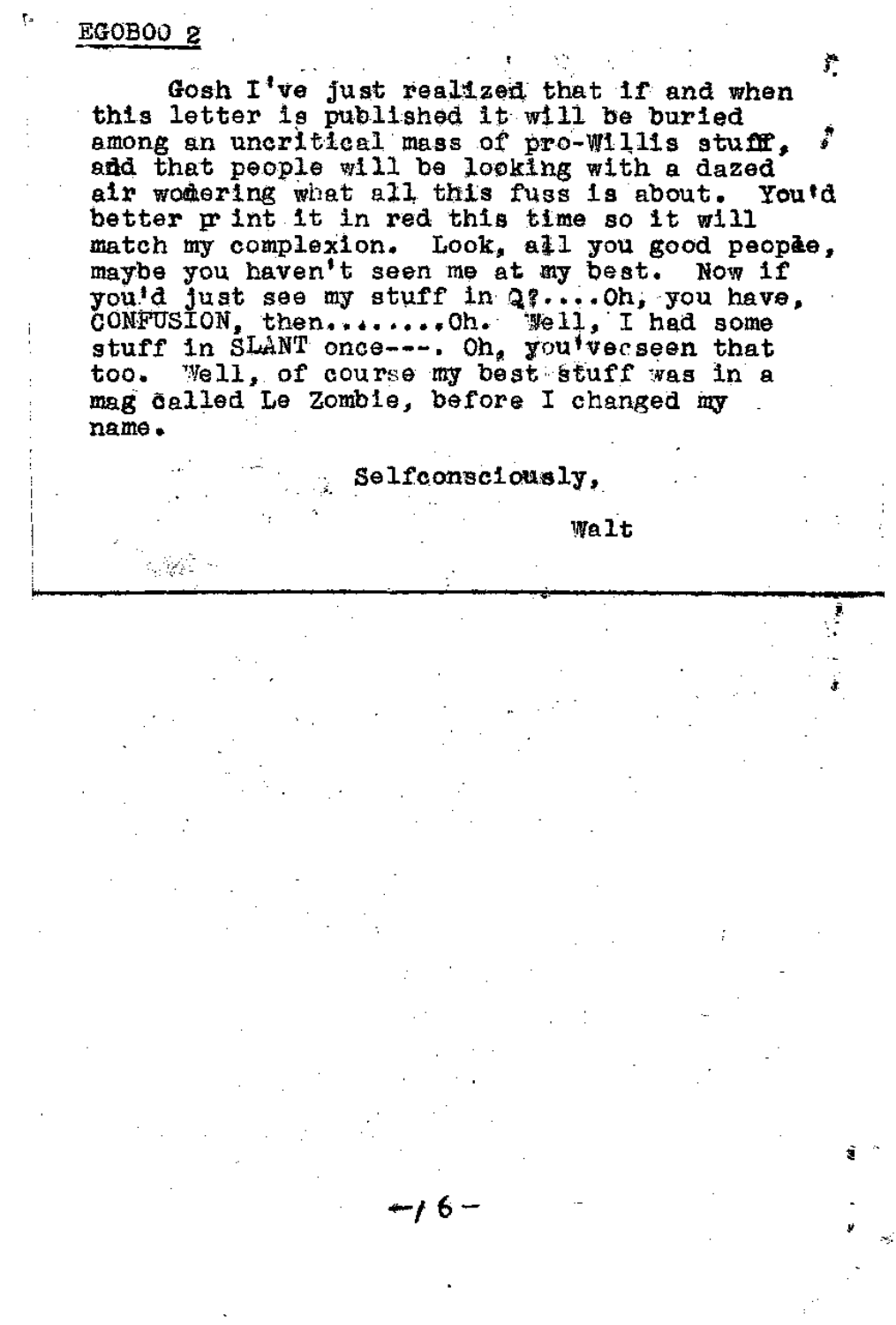EGOBOO 2

Gosh I've just realized that if and when this letter is published it will be buried among an uncritical mass of pro-Willis stuff, and that people will be looking with a dazed air wodering what all this fuss is about. You'd better pr int it in red this time so it will match my complexion. Look, all you good peopåe, maybe you haven't seen me at my best. Now if you'd just see my stuff in Q?....Oh, you have, CONFUSION, then........Oh. Well, I had some stuff in SLANT once---. Oh, you'vecseen that too. Well, of course my best stuff was in a mag called Le Zombie, before I changed my name.

Selfconsciously,

Walt